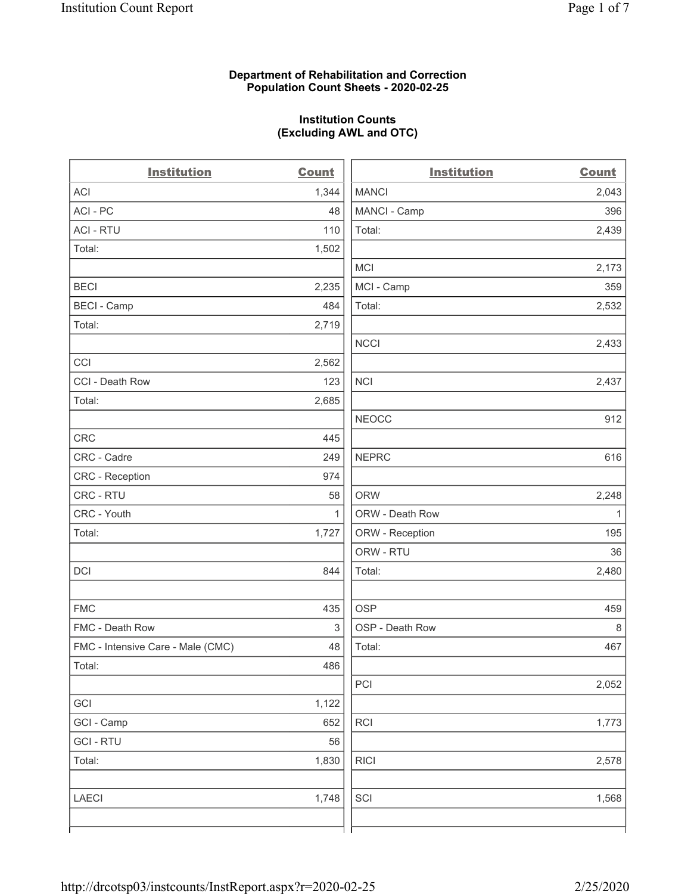**Department of Rehabilitation and Correction**
**Population Count Sheets - 2020-02-25**

**Institution Counts**
**(Excluding AWL and OTC)**

| Institution | Count |
|---|---|
| ACI | 1,344 |
| ACI - PC | 48 |
| ACI - RTU | 110 |
| Total: | 1,502 |
| | |
| BECI | 2,235 |
| BECI - Camp | 484 |
| Total: | 2,719 |
| | |
| CCI | 2,562 |
| CCI - Death Row | 123 |
| Total: | 2,685 |
| | |
| CRC | 445 |
| CRC - Cadre | 249 |
| CRC - Reception | 974 |
| CRC - RTU | 58 |
| CRC - Youth | 1 |
| Total: | 1,727 |
| | |
| DCI | 844 |
| | |
| FMC | 435 |
| FMC - Death Row | 3 |
| FMC - Intensive Care - Male (CMC) | 48 |
| Total: | 486 |
| | |
| GCI | 1,122 |
| GCI - Camp | 652 |
| GCI - RTU | 56 |
| Total: | 1,830 |
| | |
| LAECI | 1,748 |
| | |
| MANCI | 2,043 |
| MANCI - Camp | 396 |
| Total: | 2,439 |
| | |
| MCI | 2,173 |
| MCI - Camp | 359 |
| Total: | 2,532 |
| | |
| NCCI | 2,433 |
| | |
| NCI | 2,437 |
| | |
| NEOCC | 912 |
| | |
| NEPRC | 616 |
| | |
| ORW | 2,248 |
| ORW - Death Row | 1 |
| ORW - Reception | 195 |
| ORW - RTU | 36 |
| Total: | 2,480 |
| | |
| OSP | 459 |
| OSP - Death Row | 8 |
| Total: | 467 |
| | |
| PCI | 2,052 |
| | |
| RCI | 1,773 |
| | |
| RICI | 2,578 |
| | |
| SCI | 1,568 |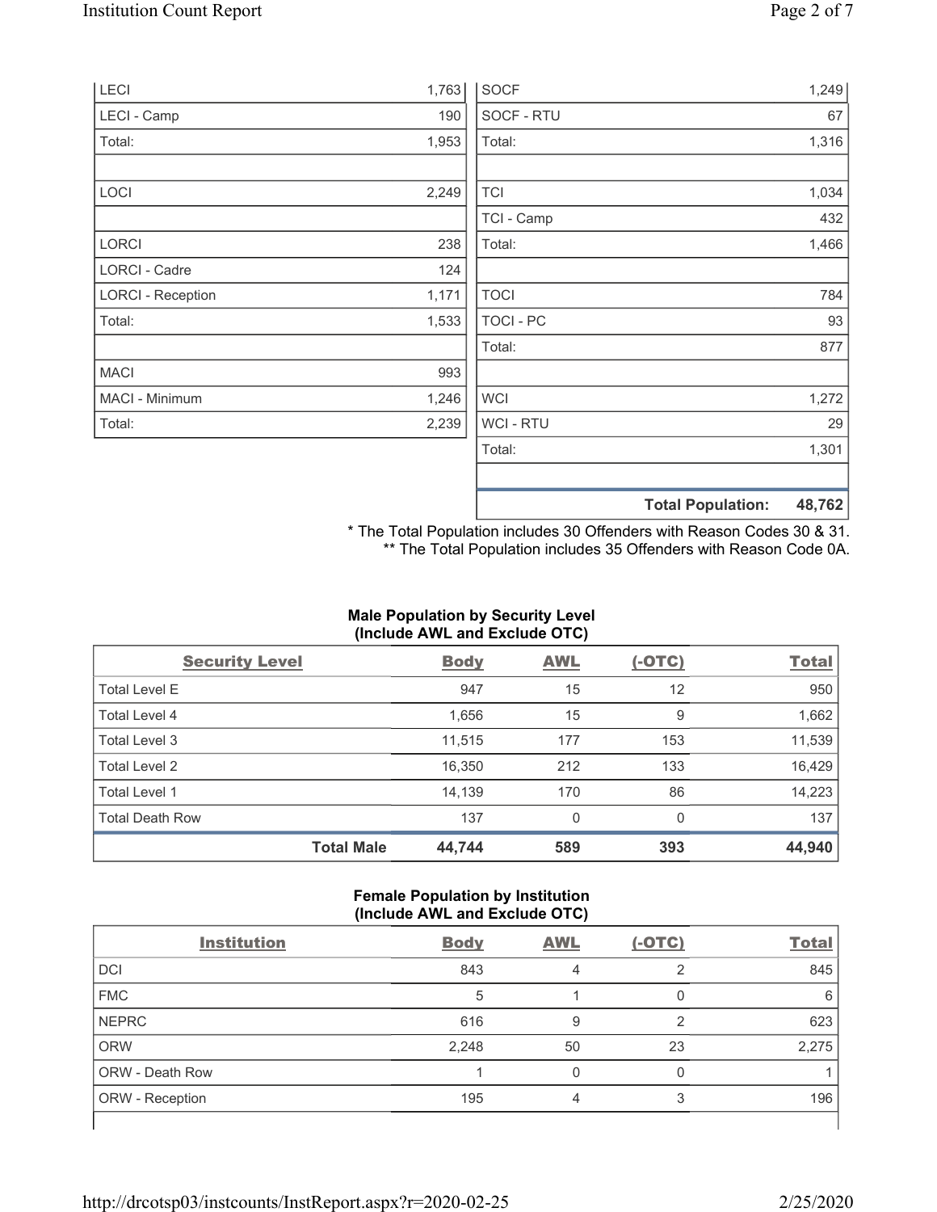| | |
|---|---|
| LECI | 1,763 |
| LECI - Camp | 190 |
| Total: | 1,953 |
| | |
| LOCI | 2,249 |
| | |
| LORCI | 238 |
| LORCI - Cadre | 124 |
| LORCI - Reception | 1,171 |
| Total: | 1,533 |
| | |
| MACI | 993 |
| MACI - Minimum | 1,246 |
| Total: | 2,239 |

| | |
|---|---|
| SOCF | 1,249 |
| SOCF - RTU | 67 |
| Total: | 1,316 |
| | |
| TCI | 1,034 |
| TCI - Camp | 432 |
| Total: | 1,466 |
| | |
| TOCI | 784 |
| TOCI - PC | 93 |
| Total: | 877 |
| | |
| WCI | 1,272 |
| WCI - RTU | 29 |
| Total: | 1,301 |
| | |
| **Total Population:** | **48,762** |

\* The Total Population includes 30 Offenders with Reason Codes 30 & 31.
\*\* The Total Population includes 35 Offenders with Reason Code 0A.

**Male Population by Security Level (Include AWL and Exclude OTC)**

| Security Level | Body | AWL | (-OTC) | Total |
|---|---|---|---|---|
| Total Level E | 947 | 15 | 12 | 950 |
| Total Level 4 | 1,656 | 15 | 9 | 1,662 |
| Total Level 3 | 11,515 | 177 | 153 | 11,539 |
| Total Level 2 | 16,350 | 212 | 133 | 16,429 |
| Total Level 1 | 14,139 | 170 | 86 | 14,223 |
| Total Death Row | 137 | 0 | 0 | 137 |
| **Total Male** | **44,744** | **589** | **393** | **44,940** |

**Female Population by Institution (Include AWL and Exclude OTC)**

| Institution | Body | AWL | (-OTC) | Total |
|---|---|---|---|---|
| DCI | 843 | 4 | 2 | 845 |
| FMC | 5 | 1 | 0 | 6 |
| NEPRC | 616 | 9 | 2 | 623 |
| ORW | 2,248 | 50 | 23 | 2,275 |
| ORW - Death Row | 1 | 0 | 0 | 1 |
| ORW - Reception | 195 | 4 | 3 | 196 |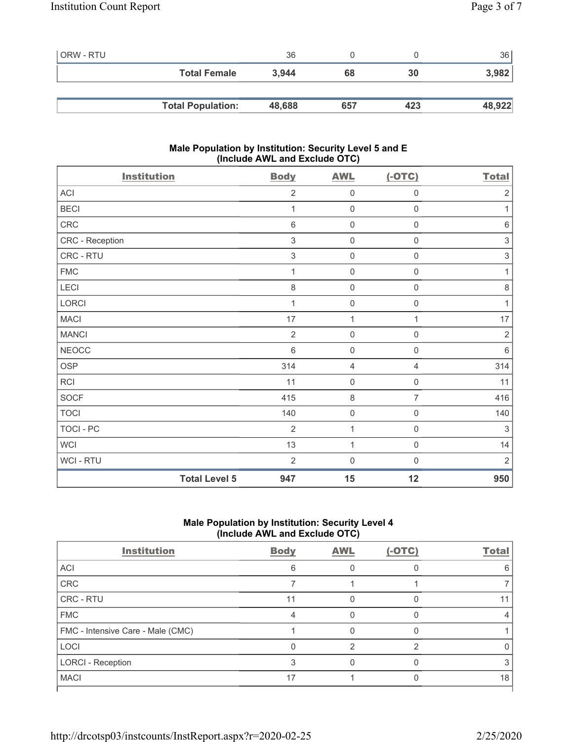| | Body | AWL | (-OTC) | Total |
|---|---|---|---|---|
| ORW - RTU | 36 | 0 | 0 | 36 |
| **Total Female** | **3,944** | **68** | **30** | **3,982** |
| | | | | |
| **Total Population:** | **48,688** | **657** | **423** | **48,922** |

### Male Population by Institution: Security Level 5 and E (Include AWL and Exclude OTC)

| Institution | Body | AWL | (-OTC) | Total |
|---|---|---|---|---|
| ACI | 2 | 0 | 0 | 2 |
| BECI | 1 | 0 | 0 | 1 |
| CRC | 6 | 0 | 0 | 6 |
| CRC - Reception | 3 | 0 | 0 | 3 |
| CRC - RTU | 3 | 0 | 0 | 3 |
| FMC | 1 | 0 | 0 | 1 |
| LECI | 8 | 0 | 0 | 8 |
| LORCI | 1 | 0 | 0 | 1 |
| MACI | 17 | 1 | 1 | 17 |
| MANCI | 2 | 0 | 0 | 2 |
| NEOCC | 6 | 0 | 0 | 6 |
| OSP | 314 | 4 | 4 | 314 |
| RCI | 11 | 0 | 0 | 11 |
| SOCF | 415 | 8 | 7 | 416 |
| TOCI | 140 | 0 | 0 | 140 |
| TOCI - PC | 2 | 1 | 0 | 3 |
| WCI | 13 | 1 | 0 | 14 |
| WCI - RTU | 2 | 0 | 0 | 2 |
| **Total Level 5** | **947** | **15** | **12** | **950** |

### Male Population by Institution: Security Level 4 (Include AWL and Exclude OTC)

| Institution | Body | AWL | (-OTC) | Total |
|---|---|---|---|---|
| ACI | 6 | 0 | 0 | 6 |
| CRC | 7 | 1 | 1 | 7 |
| CRC - RTU | 11 | 0 | 0 | 11 |
| FMC | 4 | 0 | 0 | 4 |
| FMC - Intensive Care - Male (CMC) | 1 | 0 | 0 | 1 |
| LOCI | 0 | 2 | 2 | 0 |
| LORCI - Reception | 3 | 0 | 0 | 3 |
| MACI | 17 | 1 | 0 | 18 |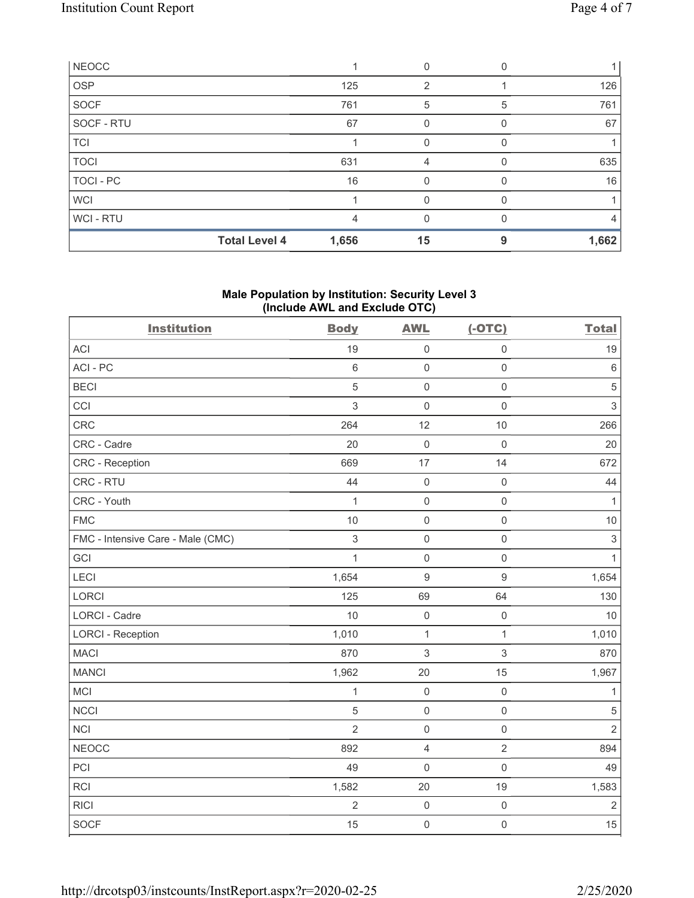| NEOCC | | 1 | 0 | 0 | 1 |
|---|---|---|---|---|---|
| OSP | | 125 | 2 | 1 | 126 |
| SOCF | | 761 | 5 | 5 | 761 |
| SOCF - RTU | | 67 | 0 | 0 | 67 |
| TCI | | 1 | 0 | 0 | 1 |
| TOCI | | 631 | 4 | 0 | 635 |
| TOCI - PC | | 16 | 0 | 0 | 16 |
| WCI | | 1 | 0 | 0 | 1 |
| WCI - RTU | | 4 | 0 | 0 | 4 |
| | **Total Level 4** | **1,656** | **15** | **9** | **1,662** |

## Male Population by Institution: Security Level 3 (Include AWL and Exclude OTC)

| Institution | Body | AWL | (-OTC) | Total |
|---|---|---|---|---|
| ACI | 19 | 0 | 0 | 19 |
| ACI - PC | 6 | 0 | 0 | 6 |
| BECI | 5 | 0 | 0 | 5 |
| CCI | 3 | 0 | 0 | 3 |
| CRC | 264 | 12 | 10 | 266 |
| CRC - Cadre | 20 | 0 | 0 | 20 |
| CRC - Reception | 669 | 17 | 14 | 672 |
| CRC - RTU | 44 | 0 | 0 | 44 |
| CRC - Youth | 1 | 0 | 0 | 1 |
| FMC | 10 | 0 | 0 | 10 |
| FMC - Intensive Care - Male (CMC) | 3 | 0 | 0 | 3 |
| GCI | 1 | 0 | 0 | 1 |
| LECI | 1,654 | 9 | 9 | 1,654 |
| LORCI | 125 | 69 | 64 | 130 |
| LORCI - Cadre | 10 | 0 | 0 | 10 |
| LORCI - Reception | 1,010 | 1 | 1 | 1,010 |
| MACI | 870 | 3 | 3 | 870 |
| MANCI | 1,962 | 20 | 15 | 1,967 |
| MCI | 1 | 0 | 0 | 1 |
| NCCI | 5 | 0 | 0 | 5 |
| NCI | 2 | 0 | 0 | 2 |
| NEOCC | 892 | 4 | 2 | 894 |
| PCI | 49 | 0 | 0 | 49 |
| RCI | 1,582 | 20 | 19 | 1,583 |
| RICI | 2 | 0 | 0 | 2 |
| SOCF | 15 | 0 | 0 | 15 |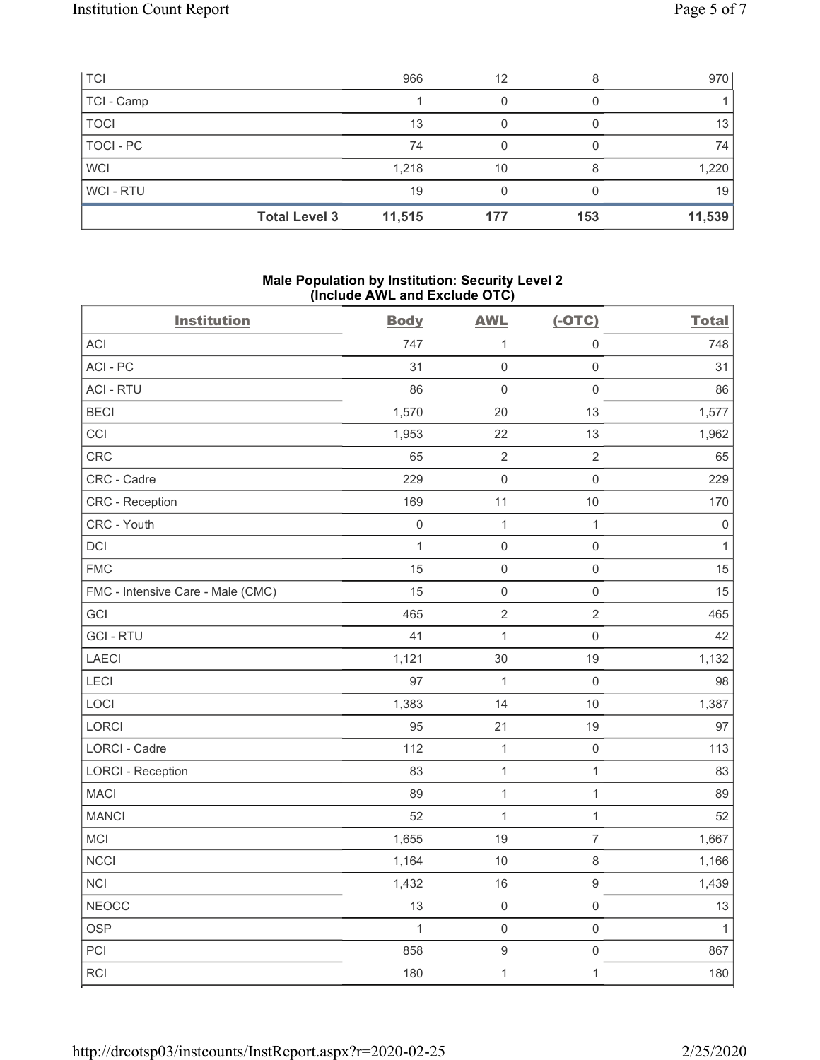| | Body | AWL | (-OTC) | Total |
|---|---|---|---|---|
| TCI | 966 | 12 | 8 | 970 |
| TCI - Camp | 1 | 0 | 0 | 1 |
| TOCI | 13 | 0 | 0 | 13 |
| TOCI - PC | 74 | 0 | 0 | 74 |
| WCI | 1,218 | 10 | 8 | 1,220 |
| WCI - RTU | 19 | 0 | 0 | 19 |
| **Total Level 3** | **11,515** | **177** | **153** | **11,539** |

### Male Population by Institution: Security Level 2 (Include AWL and Exclude OTC)

| Institution | Body | AWL | (-OTC) | Total |
|---|---|---|---|---|
| ACI | 747 | 1 | 0 | 748 |
| ACI - PC | 31 | 0 | 0 | 31 |
| ACI - RTU | 86 | 0 | 0 | 86 |
| BECI | 1,570 | 20 | 13 | 1,577 |
| CCI | 1,953 | 22 | 13 | 1,962 |
| CRC | 65 | 2 | 2 | 65 |
| CRC - Cadre | 229 | 0 | 0 | 229 |
| CRC - Reception | 169 | 11 | 10 | 170 |
| CRC - Youth | 0 | 1 | 1 | 0 |
| DCI | 1 | 0 | 0 | 1 |
| FMC | 15 | 0 | 0 | 15 |
| FMC - Intensive Care - Male (CMC) | 15 | 0 | 0 | 15 |
| GCI | 465 | 2 | 2 | 465 |
| GCI - RTU | 41 | 1 | 0 | 42 |
| LAECI | 1,121 | 30 | 19 | 1,132 |
| LECI | 97 | 1 | 0 | 98 |
| LOCI | 1,383 | 14 | 10 | 1,387 |
| LORCI | 95 | 21 | 19 | 97 |
| LORCI - Cadre | 112 | 1 | 0 | 113 |
| LORCI - Reception | 83 | 1 | 1 | 83 |
| MACI | 89 | 1 | 1 | 89 |
| MANCI | 52 | 1 | 1 | 52 |
| MCI | 1,655 | 19 | 7 | 1,667 |
| NCCI | 1,164 | 10 | 8 | 1,166 |
| NCI | 1,432 | 16 | 9 | 1,439 |
| NEOCC | 13 | 0 | 0 | 13 |
| OSP | 1 | 0 | 0 | 1 |
| PCI | 858 | 9 | 0 | 867 |
| RCI | 180 | 1 | 1 | 180 |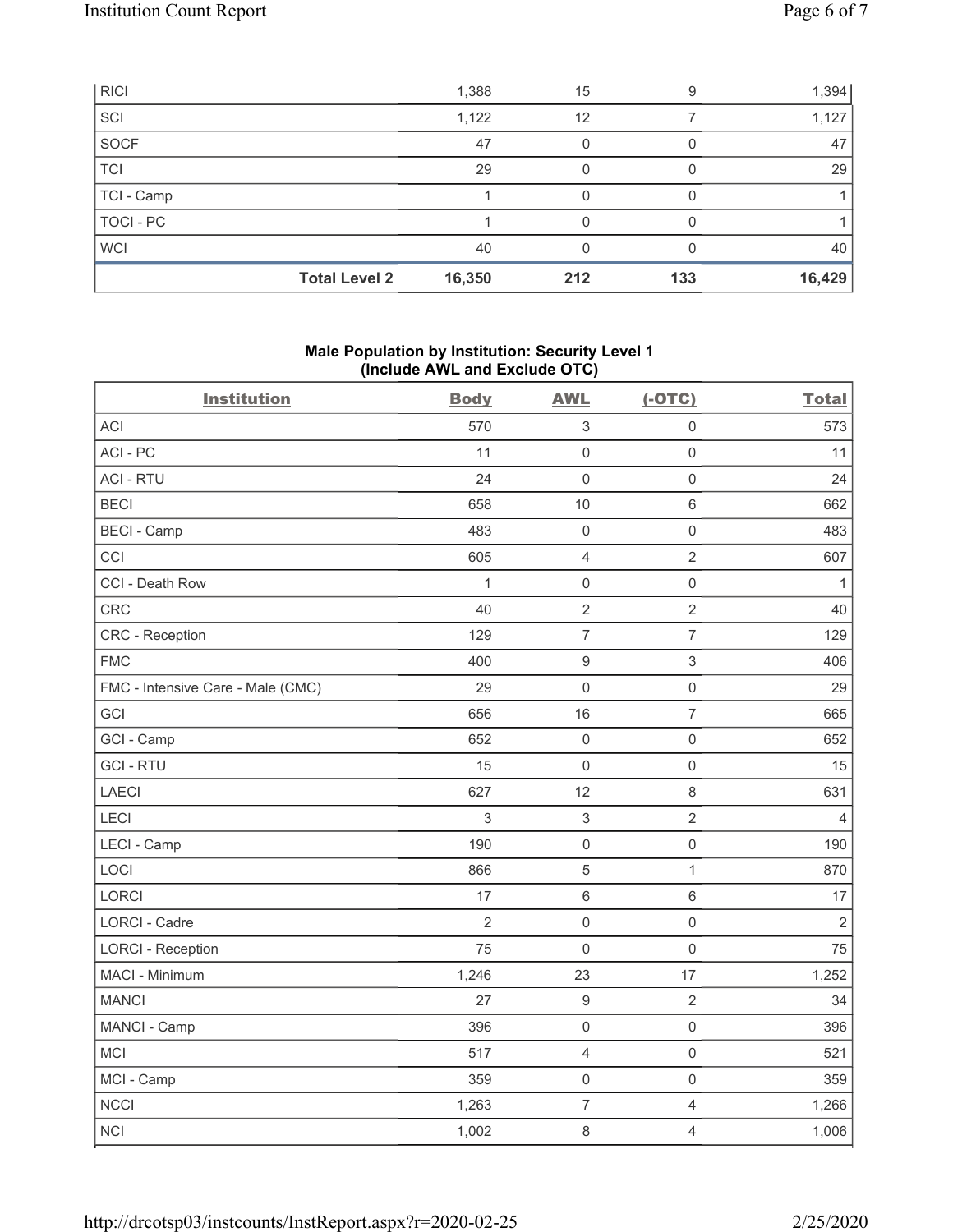| | Body | AWL | (-OTC) | Total |
|---|---|---|---|---|
| RICI | 1,388 | 15 | 9 | 1,394 |
| SCI | 1,122 | 12 | 7 | 1,127 |
| SOCF | 47 | 0 | 0 | 47 |
| TCI | 29 | 0 | 0 | 29 |
| TCI - Camp | 1 | 0 | 0 | 1 |
| TOCI - PC | 1 | 0 | 0 | 1 |
| WCI | 40 | 0 | 0 | 40 |
| **Total Level 2** | **16,350** | **212** | **133** | **16,429** |

**Male Population by Institution: Security Level 1**
**(Include AWL and Exclude OTC)**

| Institution | Body | AWL | (-OTC) | Total |
|---|---|---|---|---|
| ACI | 570 | 3 | 0 | 573 |
| ACI - PC | 11 | 0 | 0 | 11 |
| ACI - RTU | 24 | 0 | 0 | 24 |
| BECI | 658 | 10 | 6 | 662 |
| BECI - Camp | 483 | 0 | 0 | 483 |
| CCI | 605 | 4 | 2 | 607 |
| CCI - Death Row | 1 | 0 | 0 | 1 |
| CRC | 40 | 2 | 2 | 40 |
| CRC - Reception | 129 | 7 | 7 | 129 |
| FMC | 400 | 9 | 3 | 406 |
| FMC - Intensive Care - Male (CMC) | 29 | 0 | 0 | 29 |
| GCI | 656 | 16 | 7 | 665 |
| GCI - Camp | 652 | 0 | 0 | 652 |
| GCI - RTU | 15 | 0 | 0 | 15 |
| LAECI | 627 | 12 | 8 | 631 |
| LECI | 3 | 3 | 2 | 4 |
| LECI - Camp | 190 | 0 | 0 | 190 |
| LOCI | 866 | 5 | 1 | 870 |
| LORCI | 17 | 6 | 6 | 17 |
| LORCI - Cadre | 2 | 0 | 0 | 2 |
| LORCI - Reception | 75 | 0 | 0 | 75 |
| MACI - Minimum | 1,246 | 23 | 17 | 1,252 |
| MANCI | 27 | 9 | 2 | 34 |
| MANCI - Camp | 396 | 0 | 0 | 396 |
| MCI | 517 | 4 | 0 | 521 |
| MCI - Camp | 359 | 0 | 0 | 359 |
| NCCI | 1,263 | 7 | 4 | 1,266 |
| NCI | 1,002 | 8 | 4 | 1,006 |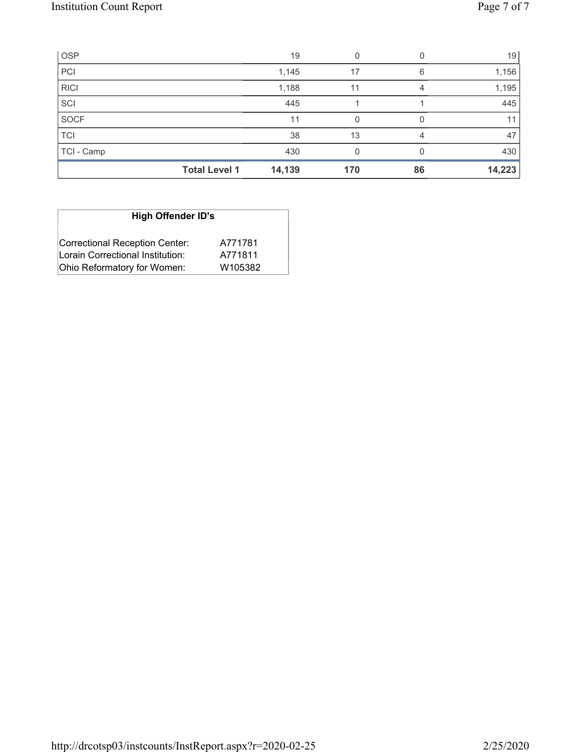| | | | | |
|---|---|---|---|---|
| OSP | 19 | 0 | 0 | 19 |
| PCI | 1,145 | 17 | 6 | 1,156 |
| RICI | 1,188 | 11 | 4 | 1,195 |
| SCI | 445 | 1 | 1 | 445 |
| SOCF | 11 | 0 | 0 | 11 |
| TCI | 38 | 13 | 4 | 47 |
| TCI - Camp | 430 | 0 | 0 | 430 |
| **Total Level 1** | **14,139** | **170** | **86** | **14,223** |

| High Offender ID's | |
|---|---|
| Correctional Reception Center: | A771781 |
| Lorain Correctional Institution: | A771811 |
| Ohio Reformatory for Women: | W105382 |